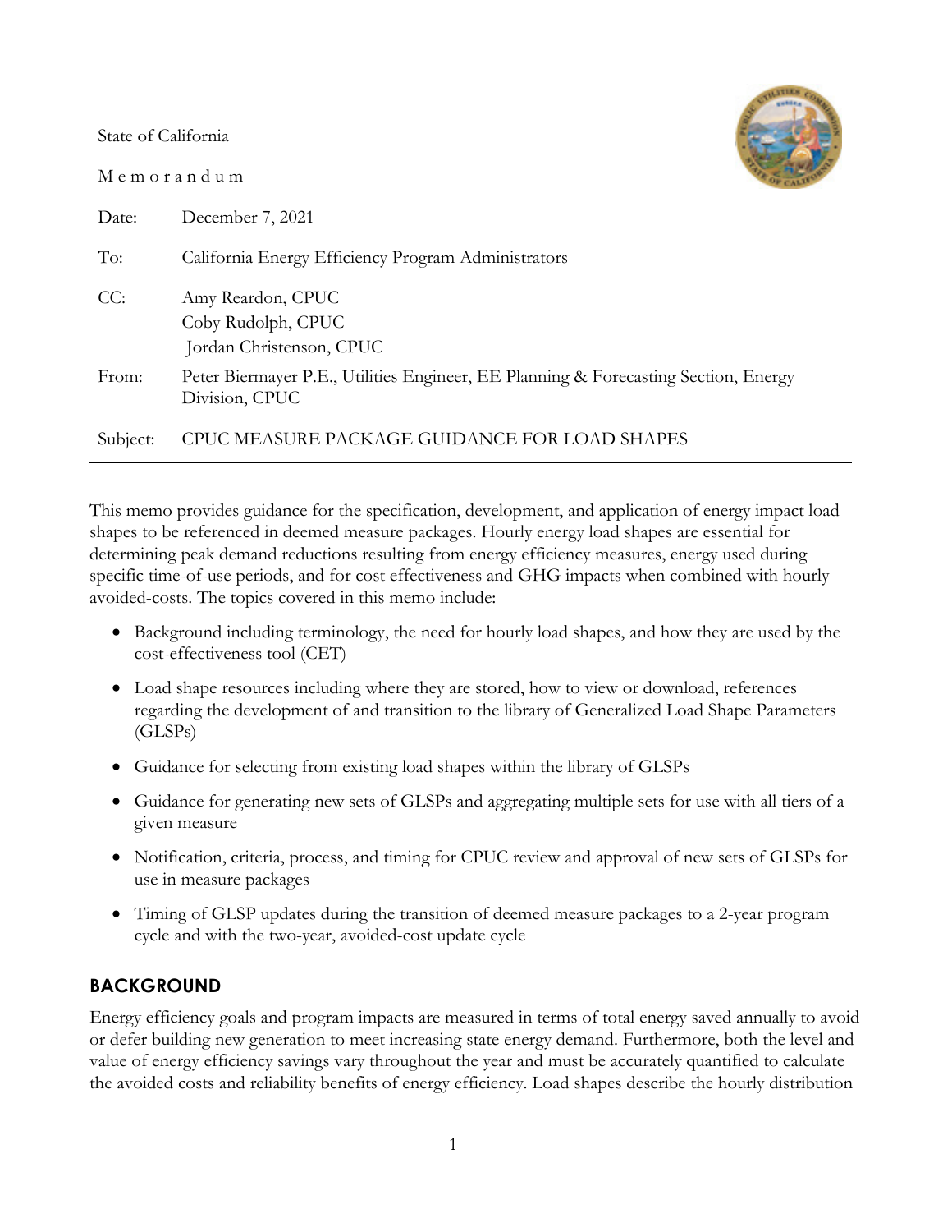State of California

M e m o r a n d u m

| | |
|---|---|
| Date: | December 7, 2021 |
| To: | California Energy Efficiency Program Administrators |
| CC: | Amy Reardon, CPUC<br>Coby Rudolph, CPUC<br>Jordan Christenson, CPUC |
| From: | Peter Biermayer P.E., Utilities Engineer, EE Planning & Forecasting Section, Energy Division, CPUC |
| Subject: | CPUC MEASURE PACKAGE GUIDANCE FOR LOAD SHAPES |

This memo provides guidance for the specification, development, and application of energy impact load shapes to be referenced in deemed measure packages. Hourly energy load shapes are essential for determining peak demand reductions resulting from energy efficiency measures, energy used during specific time-of-use periods, and for cost effectiveness and GHG impacts when combined with hourly avoided-costs. The topics covered in this memo include:

- Background including terminology, the need for hourly load shapes, and how they are used by the cost-effectiveness tool (CET)
- Load shape resources including where they are stored, how to view or download, references regarding the development of and transition to the library of Generalized Load Shape Parameters (GLSPs)
- Guidance for selecting from existing load shapes within the library of GLSPs
- Guidance for generating new sets of GLSPs and aggregating multiple sets for use with all tiers of a given measure
- Notification, criteria, process, and timing for CPUC review and approval of new sets of GLSPs for use in measure packages
- Timing of GLSP updates during the transition of deemed measure packages to a 2-year program cycle and with the two-year, avoided-cost update cycle

## BACKGROUND

Energy efficiency goals and program impacts are measured in terms of total energy saved annually to avoid or defer building new generation to meet increasing state energy demand. Furthermore, both the level and value of energy efficiency savings vary throughout the year and must be accurately quantified to calculate the avoided costs and reliability benefits of energy efficiency. Load shapes describe the hourly distribution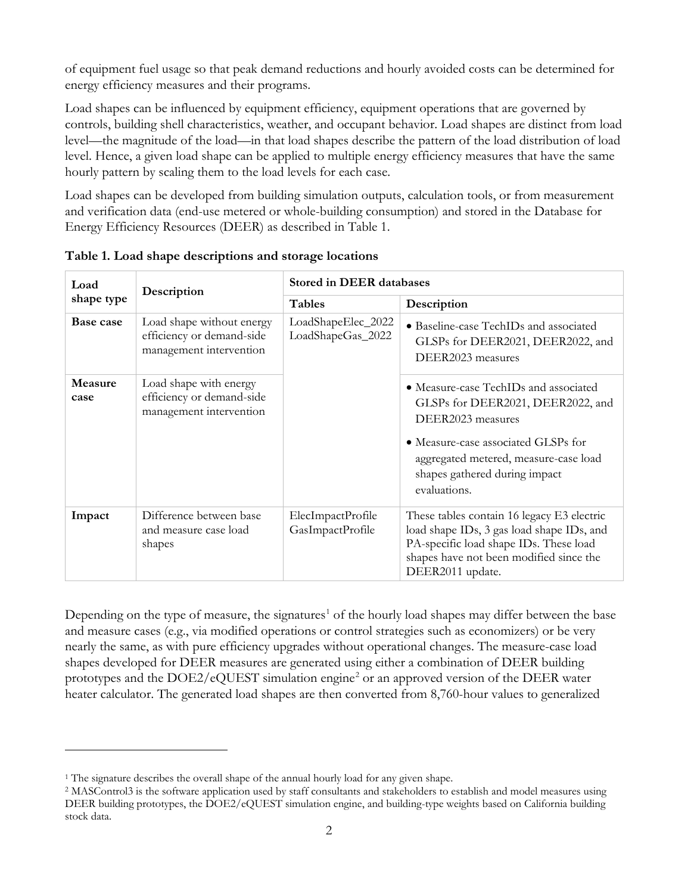of equipment fuel usage so that peak demand reductions and hourly avoided costs can be determined for energy efficiency measures and their programs.

Load shapes can be influenced by equipment efficiency, equipment operations that are governed by controls, building shell characteristics, weather, and occupant behavior. Load shapes are distinct from load level—the magnitude of the load—in that load shapes describe the pattern of the load distribution of load level. Hence, a given load shape can be applied to multiple energy efficiency measures that have the same hourly pattern by scaling them to the load levels for each case.

Load shapes can be developed from building simulation outputs, calculation tools, or from measurement and verification data (end-use metered or whole-building consumption) and stored in the Database for Energy Efficiency Resources (DEER) as described in Table 1.

**Table 1. Load shape descriptions and storage locations**

| Load shape type | Description | Stored in DEER databases | |
|---|---|---|---|
| | | **Tables** | **Description** |
| **Base case** | Load shape without energy efficiency or demand-side management intervention | LoadShapeElec_2022 LoadShapeGas_2022 | • Baseline-case TechIDs and associated GLSPs for DEER2021, DEER2022, and DEER2023 measures |
| **Measure case** | Load shape with energy efficiency or demand-side management intervention | | • Measure-case TechIDs and associated GLSPs for DEER2021, DEER2022, and DEER2023 measures<br>• Measure-case associated GLSPs for aggregated metered, measure-case load shapes gathered during impact evaluations. |
| **Impact** | Difference between base and measure case load shapes | ElecImpactProfile GasImpactProfile | These tables contain 16 legacy E3 electric load shape IDs, 3 gas load shape IDs, and PA-specific load shape IDs. These load shapes have not been modified since the DEER2011 update. |

Depending on the type of measure, the signatures[1] of the hourly load shapes may differ between the base and measure cases (e.g., via modified operations or control strategies such as economizers) or be very nearly the same, as with pure efficiency upgrades without operational changes. The measure-case load shapes developed for DEER measures are generated using either a combination of DEER building prototypes and the DOE2/eQUEST simulation engine[2] or an approved version of the DEER water heater calculator. The generated load shapes are then converted from 8,760-hour values to generalized

[1] The signature describes the overall shape of the annual hourly load for any given shape.

[2] MASControl3 is the software application used by staff consultants and stakeholders to establish and model measures using DEER building prototypes, the DOE2/eQUEST simulation engine, and building-type weights based on California building stock data.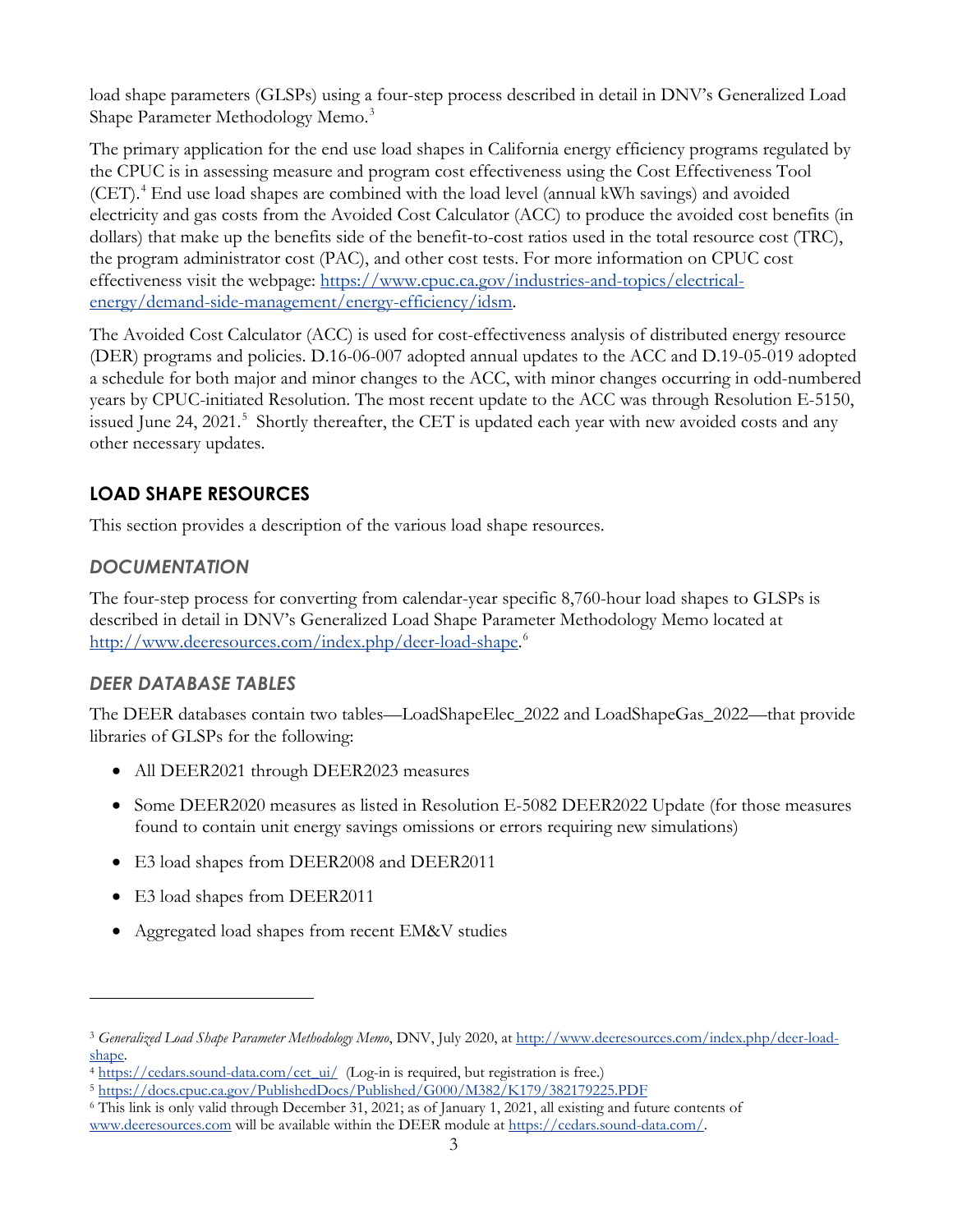load shape parameters (GLSPs) using a four-step process described in detail in DNV's Generalized Load Shape Parameter Methodology Memo.[3]

The primary application for the end use load shapes in California energy efficiency programs regulated by the CPUC is in assessing measure and program cost effectiveness using the Cost Effectiveness Tool (CET).[4] End use load shapes are combined with the load level (annual kWh savings) and avoided electricity and gas costs from the Avoided Cost Calculator (ACC) to produce the avoided cost benefits (in dollars) that make up the benefits side of the benefit-to-cost ratios used in the total resource cost (TRC), the program administrator cost (PAC), and other cost tests. For more information on CPUC cost effectiveness visit the webpage: [https://www.cpuc.ca.gov/industries-and-topics/electrical-energy/demand-side-management/energy-efficiency/idsm](https://www.cpuc.ca.gov/industries-and-topics/electrical-energy/demand-side-management/energy-efficiency/idsm).

The Avoided Cost Calculator (ACC) is used for cost-effectiveness analysis of distributed energy resource (DER) programs and policies. D.16-06-007 adopted annual updates to the ACC and D.19-05-019 adopted a schedule for both major and minor changes to the ACC, with minor changes occurring in odd-numbered years by CPUC-initiated Resolution. The most recent update to the ACC was through Resolution E-5150, issued June 24, 2021.[5] Shortly thereafter, the CET is updated each year with new avoided costs and any other necessary updates.

## LOAD SHAPE RESOURCES

This section provides a description of the various load shape resources.

### *DOCUMENTATION*

The four-step process for converting from calendar-year specific 8,760-hour load shapes to GLSPs is described in detail in DNV's Generalized Load Shape Parameter Methodology Memo located at [http://www.deeresources.com/index.php/deer-load-shape](http://www.deeresources.com/index.php/deer-load-shape).[6]

### *DEER DATABASE TABLES*

The DEER databases contain two tables—LoadShapeElec_2022 and LoadShapeGas_2022—that provide libraries of GLSPs for the following:

- All DEER2021 through DEER2023 measures
- Some DEER2020 measures as listed in Resolution E-5082 DEER2022 Update (for those measures found to contain unit energy savings omissions or errors requiring new simulations)
- E3 load shapes from DEER2008 and DEER2011
- E3 load shapes from DEER2011
- Aggregated load shapes from recent EM&V studies

---

[3] *Generalized Load Shape Parameter Methodology Memo*, DNV, July 2020, at [http://www.deeresources.com/index.php/deer-load-shape](http://www.deeresources.com/index.php/deer-load-shape).

[4] [https://cedars.sound-data.com/cet_ui/](https://cedars.sound-data.com/cet_ui/) (Log-in is required, but registration is free.)

[5] [https://docs.cpuc.ca.gov/PublishedDocs/Published/G000/M382/K179/382179225.PDF](https://docs.cpuc.ca.gov/PublishedDocs/Published/G000/M382/K179/382179225.PDF)

[6] This link is only valid through December 31, 2021; as of January 1, 2021, all existing and future contents of [www.deeresources.com](www.deeresources.com) will be available within the DEER module at [https://cedars.sound-data.com/](https://cedars.sound-data.com/).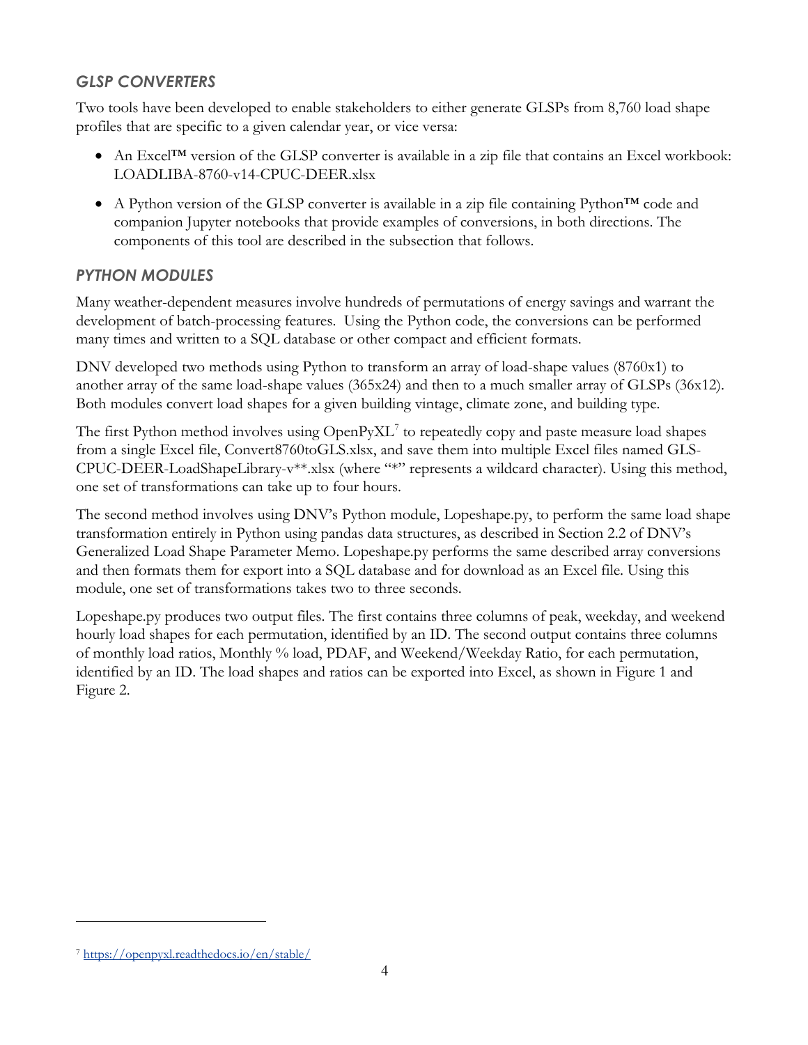### *GLSP CONVERTERS*

Two tools have been developed to enable stakeholders to either generate GLSPs from 8,760 load shape profiles that are specific to a given calendar year, or vice versa:

- An Excel™ version of the GLSP converter is available in a zip file that contains an Excel workbook: LOADLIBA-8760-v14-CPUC-DEER.xlsx
- A Python version of the GLSP converter is available in a zip file containing Python™ code and companion Jupyter notebooks that provide examples of conversions, in both directions. The components of this tool are described in the subsection that follows.

### *PYTHON MODULES*

Many weather-dependent measures involve hundreds of permutations of energy savings and warrant the development of batch-processing features. Using the Python code, the conversions can be performed many times and written to a SQL database or other compact and efficient formats.

DNV developed two methods using Python to transform an array of load-shape values (8760x1) to another array of the same load-shape values (365x24) and then to a much smaller array of GLSPs (36x12). Both modules convert load shapes for a given building vintage, climate zone, and building type.

The first Python method involves using OpenPyXL[7] to repeatedly copy and paste measure load shapes from a single Excel file, Convert8760toGLS.xlsx, and save them into multiple Excel files named GLS-CPUC-DEER-LoadShapeLibrary-v**.xlsx (where "*" represents a wildcard character). Using this method, one set of transformations can take up to four hours.

The second method involves using DNV's Python module, Lopeshape.py, to perform the same load shape transformation entirely in Python using pandas data structures, as described in Section 2.2 of DNV's Generalized Load Shape Parameter Memo. Lopeshape.py performs the same described array conversions and then formats them for export into a SQL database and for download as an Excel file. Using this module, one set of transformations takes two to three seconds.

Lopeshape.py produces two output files. The first contains three columns of peak, weekday, and weekend hourly load shapes for each permutation, identified by an ID. The second output contains three columns of monthly load ratios, Monthly % load, PDAF, and Weekend/Weekday Ratio, for each permutation, identified by an ID. The load shapes and ratios can be exported into Excel, as shown in Figure 1 and Figure 2.

---

[7] https://openpyxl.readthedocs.io/en/stable/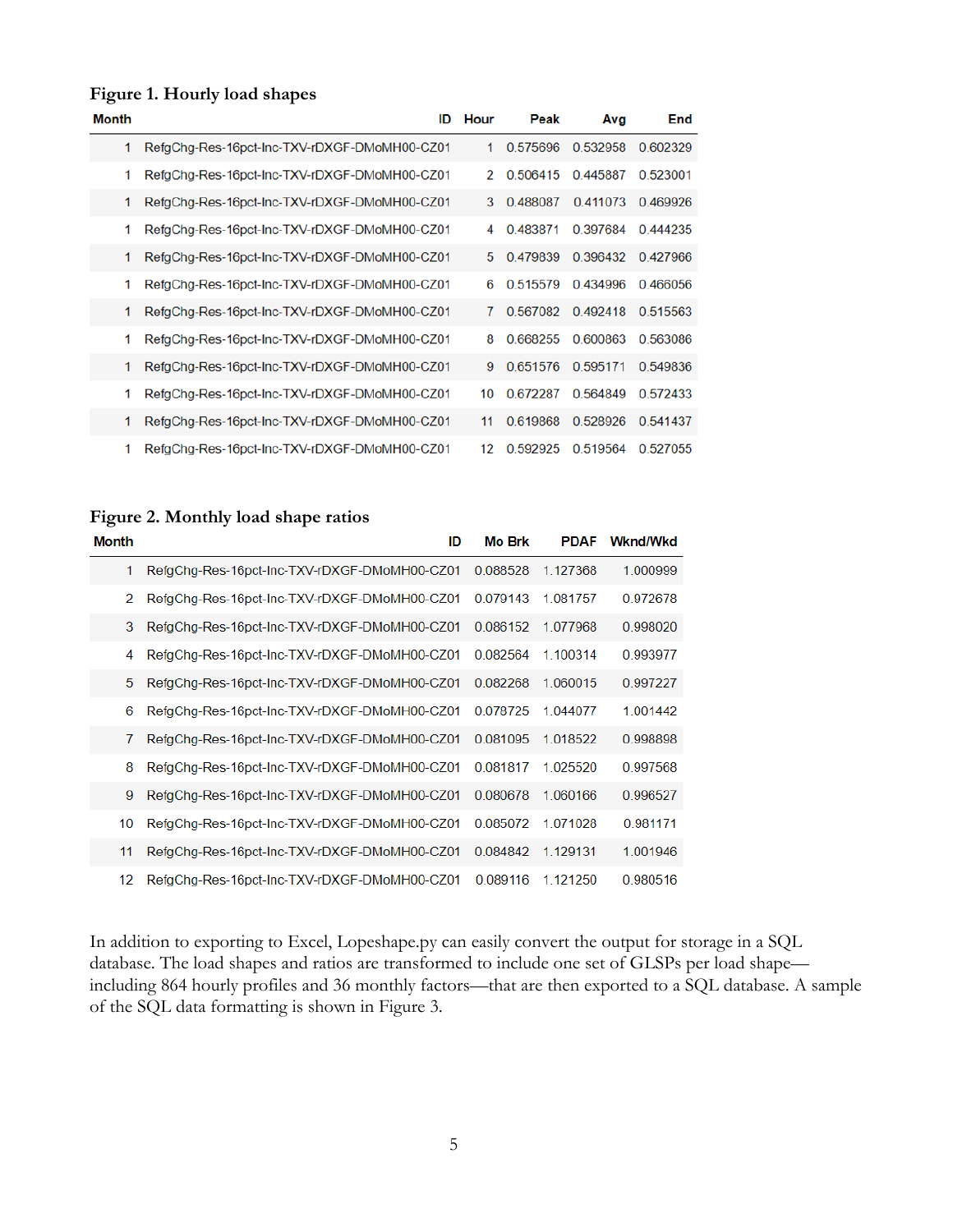**Figure 1. Hourly load shapes**

| Month | ID | Hour | Peak | Avg | End |
|---|---|---|---|---|---|
| 1 | RefgChg-Res-16pct-Inc-TXV-rDXGF-DMoMH00-CZ01 | 1 | 0.575696 | 0.532958 | 0.602329 |
| 1 | RefgChg-Res-16pct-Inc-TXV-rDXGF-DMoMH00-CZ01 | 2 | 0.506415 | 0.445887 | 0.523001 |
| 1 | RefgChg-Res-16pct-Inc-TXV-rDXGF-DMoMH00-CZ01 | 3 | 0.488087 | 0.411073 | 0.469926 |
| 1 | RefgChg-Res-16pct-Inc-TXV-rDXGF-DMoMH00-CZ01 | 4 | 0.483871 | 0.397684 | 0.444235 |
| 1 | RefgChg-Res-16pct-Inc-TXV-rDXGF-DMoMH00-CZ01 | 5 | 0.479839 | 0.396432 | 0.427966 |
| 1 | RefgChg-Res-16pct-Inc-TXV-rDXGF-DMoMH00-CZ01 | 6 | 0.515579 | 0.434996 | 0.466056 |
| 1 | RefgChg-Res-16pct-Inc-TXV-rDXGF-DMoMH00-CZ01 | 7 | 0.567082 | 0.492418 | 0.515563 |
| 1 | RefgChg-Res-16pct-Inc-TXV-rDXGF-DMoMH00-CZ01 | 8 | 0.668255 | 0.600863 | 0.563086 |
| 1 | RefgChg-Res-16pct-Inc-TXV-rDXGF-DMoMH00-CZ01 | 9 | 0.651576 | 0.595171 | 0.549836 |
| 1 | RefgChg-Res-16pct-Inc-TXV-rDXGF-DMoMH00-CZ01 | 10 | 0.672287 | 0.564849 | 0.572433 |
| 1 | RefgChg-Res-16pct-Inc-TXV-rDXGF-DMoMH00-CZ01 | 11 | 0.619868 | 0.528926 | 0.541437 |
| 1 | RefgChg-Res-16pct-Inc-TXV-rDXGF-DMoMH00-CZ01 | 12 | 0.592925 | 0.519564 | 0.527055 |

**Figure 2. Monthly load shape ratios**

| Month | ID | Mo Brk | PDAF | Wknd/Wkd |
|---|---|---|---|---|
| 1 | RefgChg-Res-16pct-Inc-TXV-rDXGF-DMoMH00-CZ01 | 0.088528 | 1.127368 | 1.000999 |
| 2 | RefgChg-Res-16pct-Inc-TXV-rDXGF-DMoMH00-CZ01 | 0.079143 | 1.081757 | 0.972678 |
| 3 | RefgChg-Res-16pct-Inc-TXV-rDXGF-DMoMH00-CZ01 | 0.086152 | 1.077968 | 0.998020 |
| 4 | RefgChg-Res-16pct-Inc-TXV-rDXGF-DMoMH00-CZ01 | 0.082564 | 1.100314 | 0.993977 |
| 5 | RefgChg-Res-16pct-Inc-TXV-rDXGF-DMoMH00-CZ01 | 0.082268 | 1.060015 | 0.997227 |
| 6 | RefgChg-Res-16pct-Inc-TXV-rDXGF-DMoMH00-CZ01 | 0.078725 | 1.044077 | 1.001442 |
| 7 | RefgChg-Res-16pct-Inc-TXV-rDXGF-DMoMH00-CZ01 | 0.081095 | 1.018522 | 0.998898 |
| 8 | RefgChg-Res-16pct-Inc-TXV-rDXGF-DMoMH00-CZ01 | 0.081817 | 1.025520 | 0.997568 |
| 9 | RefgChg-Res-16pct-Inc-TXV-rDXGF-DMoMH00-CZ01 | 0.080678 | 1.060166 | 0.996527 |
| 10 | RefgChg-Res-16pct-Inc-TXV-rDXGF-DMoMH00-CZ01 | 0.085072 | 1.071028 | 0.981171 |
| 11 | RefgChg-Res-16pct-Inc-TXV-rDXGF-DMoMH00-CZ01 | 0.084842 | 1.129131 | 1.001946 |
| 12 | RefgChg-Res-16pct-Inc-TXV-rDXGF-DMoMH00-CZ01 | 0.089116 | 1.121250 | 0.980516 |

In addition to exporting to Excel, Lopeshape.py can easily convert the output for storage in a SQL database. The load shapes and ratios are transformed to include one set of GLSPs per load shape—including 864 hourly profiles and 36 monthly factors—that are then exported to a SQL database. A sample of the SQL data formatting is shown in Figure 3.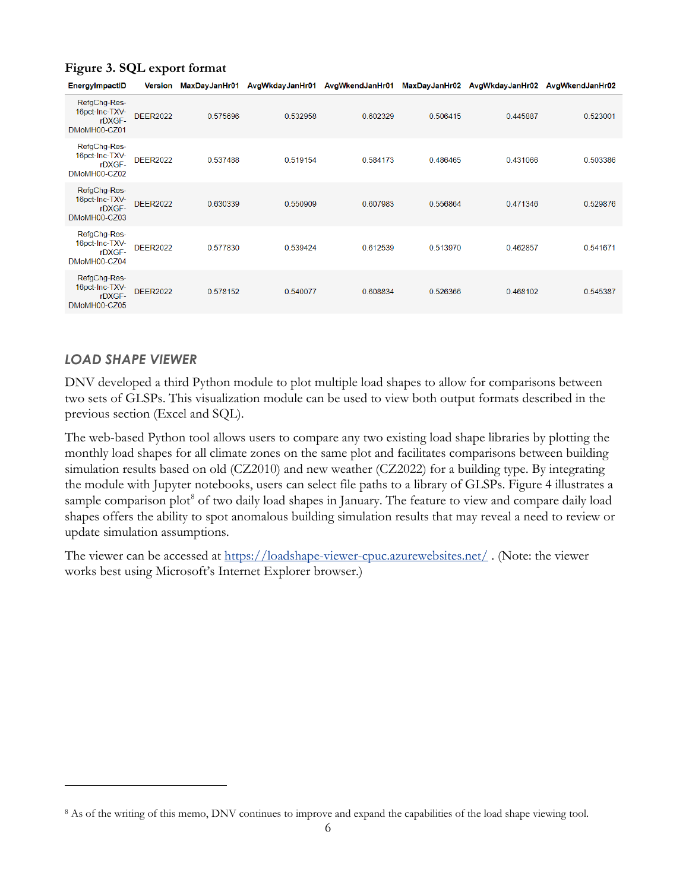**Figure 3. SQL export format**

| EnergyImpactID | Version | MaxDayJanHr01 | AvgWkdayJanHr01 | AvgWkendJanHr01 | MaxDayJanHr02 | AvgWkdayJanHr02 | AvgWkendJanHr02 |
|---|---|---|---|---|---|---|---|
| RefgChg-Res-16pct-Inc-TXV-rDXGF-DMoMH00-CZ01 | DEER2022 | 0.575696 | 0.532958 | 0.602329 | 0.506415 | 0.445887 | 0.523001 |
| RefgChg-Res-16pct-Inc-TXV-rDXGF-DMoMH00-CZ02 | DEER2022 | 0.537488 | 0.519154 | 0.584173 | 0.486465 | 0.431066 | 0.503386 |
| RefgChg-Res-16pct-Inc-TXV-rDXGF-DMoMH00-CZ03 | DEER2022 | 0.630339 | 0.550909 | 0.607983 | 0.556864 | 0.471346 | 0.529876 |
| RefgChg-Res-16pct-Inc-TXV-rDXGF-DMoMH00-CZ04 | DEER2022 | 0.577830 | 0.539424 | 0.612539 | 0.513970 | 0.462857 | 0.541671 |
| RefgChg-Res-16pct-Inc-TXV-rDXGF-DMoMH00-CZ05 | DEER2022 | 0.578152 | 0.540077 | 0.608834 | 0.526366 | 0.468102 | 0.545387 |

### *LOAD SHAPE VIEWER*

DNV developed a third Python module to plot multiple load shapes to allow for comparisons between two sets of GLSPs. This visualization module can be used to view both output formats described in the previous section (Excel and SQL).

The web-based Python tool allows users to compare any two existing load shape libraries by plotting the monthly load shapes for all climate zones on the same plot and facilitates comparisons between building simulation results based on old (CZ2010) and new weather (CZ2022) for a building type. By integrating the module with Jupyter notebooks, users can select file paths to a library of GLSPs. Figure 4 illustrates a sample comparison plot[8] of two daily load shapes in January. The feature to view and compare daily load shapes offers the ability to spot anomalous building simulation results that may reveal a need to review or update simulation assumptions.

The viewer can be accessed at https://loadshape-viewer-cpuc.azurewebsites.net/ . (Note: the viewer works best using Microsoft's Internet Explorer browser.)

---

[8] As of the writing of this memo, DNV continues to improve and expand the capabilities of the load shape viewing tool.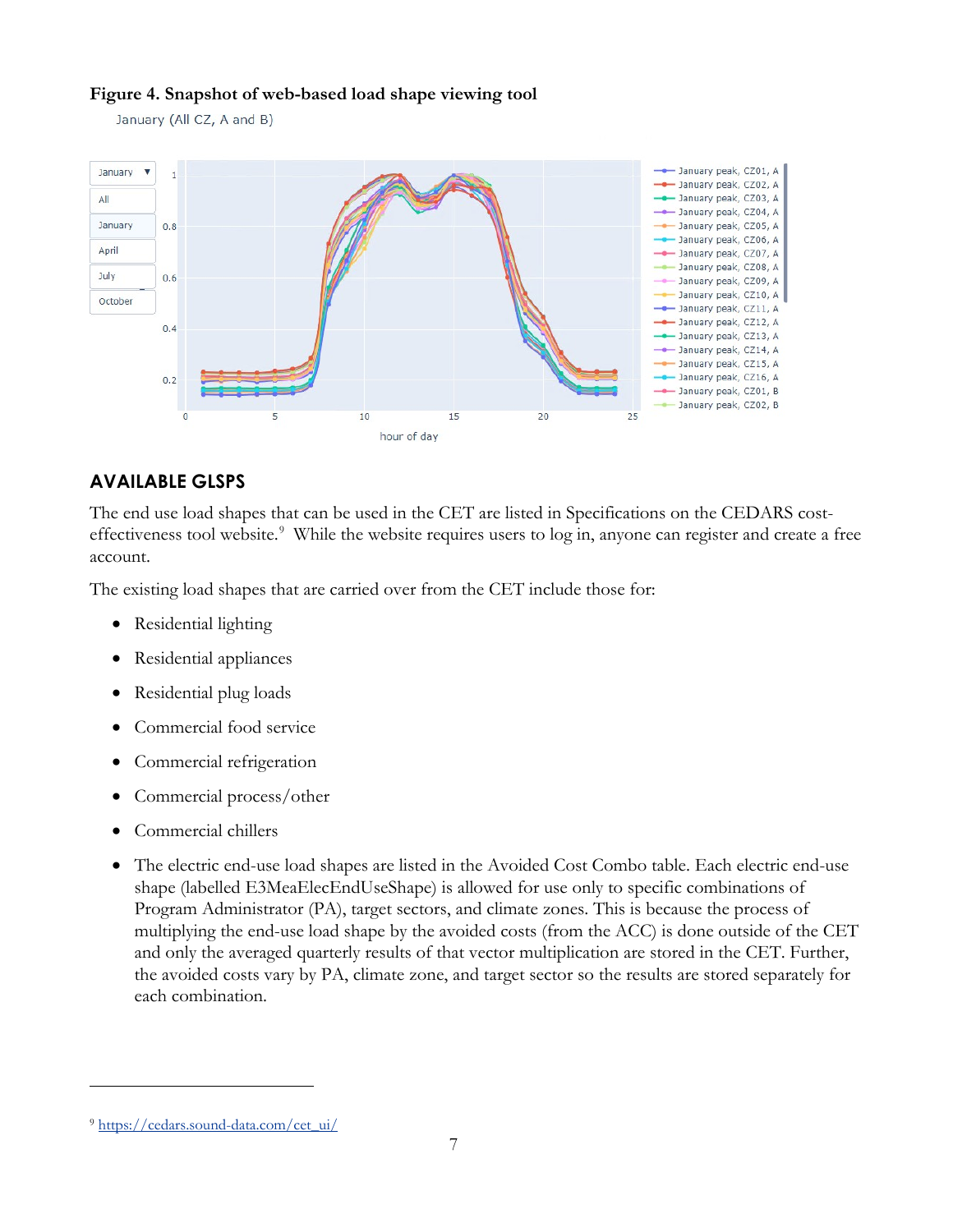**Figure 4. Snapshot of web-based load shape viewing tool**

## AVAILABLE GLSPS

The end use load shapes that can be used in the CET are listed in Specifications on the CEDARS cost-effectiveness tool website.[9] While the website requires users to log in, anyone can register and create a free account.

The existing load shapes that are carried over from the CET include those for:

- Residential lighting
- Residential appliances
- Residential plug loads
- Commercial food service
- Commercial refrigeration
- Commercial process/other
- Commercial chillers
- The electric end-use load shapes are listed in the Avoided Cost Combo table. Each electric end-use shape (labelled E3MeaElecEndUseShape) is allowed for use only to specific combinations of Program Administrator (PA), target sectors, and climate zones. This is because the process of multiplying the end-use load shape by the avoided costs (from the ACC) is done outside of the CET and only the averaged quarterly results of that vector multiplication are stored in the CET. Further, the avoided costs vary by PA, climate zone, and target sector so the results are stored separately for each combination.

[9] https://cedars.sound-data.com/cet_ui/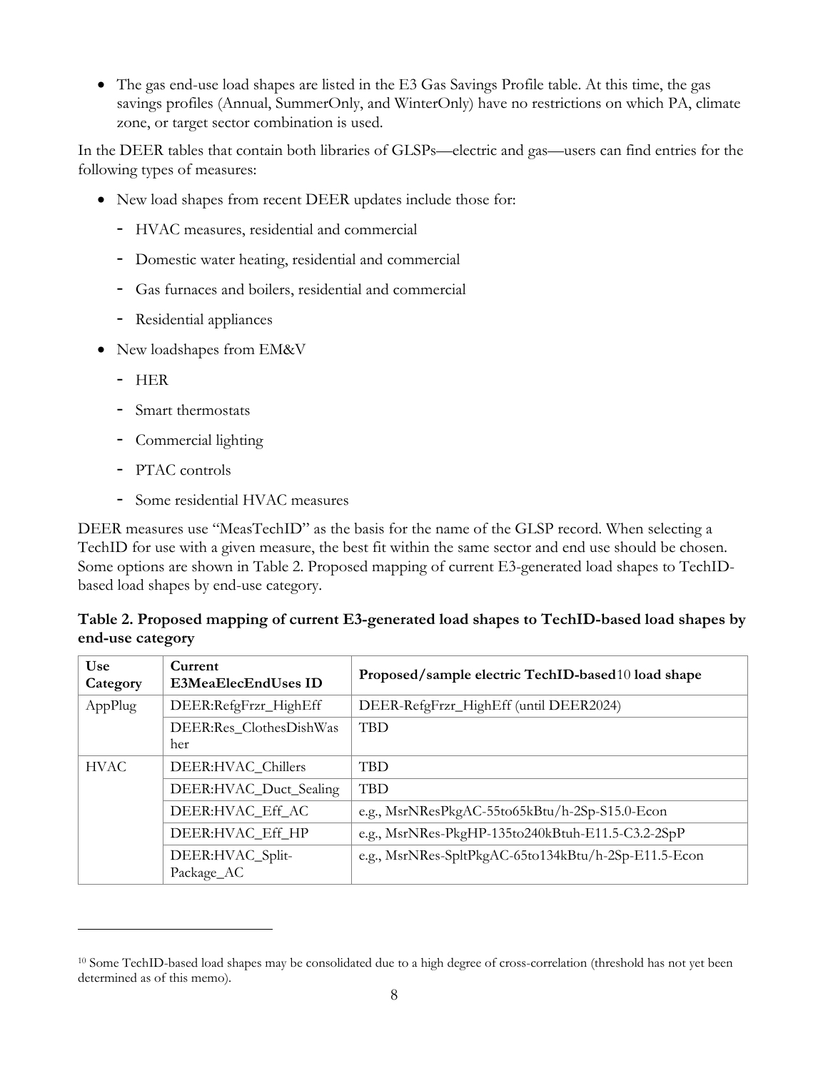- The gas end-use load shapes are listed in the E3 Gas Savings Profile table. At this time, the gas savings profiles (Annual, SummerOnly, and WinterOnly) have no restrictions on which PA, climate zone, or target sector combination is used.

In the DEER tables that contain both libraries of GLSPs—electric and gas—users can find entries for the following types of measures:

- New load shapes from recent DEER updates include those for:
  - HVAC measures, residential and commercial
  - Domestic water heating, residential and commercial
  - Gas furnaces and boilers, residential and commercial
  - Residential appliances
- New loadshapes from EM&V
  - HER
  - Smart thermostats
  - Commercial lighting
  - PTAC controls
  - Some residential HVAC measures

DEER measures use "MeasTechID" as the basis for the name of the GLSP record. When selecting a TechID for use with a given measure, the best fit within the same sector and end use should be chosen. Some options are shown in Table 2. Proposed mapping of current E3-generated load shapes to TechID-based load shapes by end-use category.

**Table 2. Proposed mapping of current E3-generated load shapes to TechID-based load shapes by end-use category**

| Use Category | Current E3MeaElecEndUses ID | Proposed/sample electric TechID-based[10] load shape |
|---|---|---|
| AppPlug | DEER:RefgFrzr_HighEff | DEER-RefgFrzr_HighEff (until DEER2024) |
| | DEER:Res_ClothesDishWasher | TBD |
| HVAC | DEER:HVAC_Chillers | TBD |
| | DEER:HVAC_Duct_Sealing | TBD |
| | DEER:HVAC_Eff_AC | e.g., MsrNResPkgAC-55to65kBtu/h-2Sp-S15.0-Econ |
| | DEER:HVAC_Eff_HP | e.g., MsrNRes-PkgHP-135to240kBtuh-E11.5-C3.2-2SpP |
| | DEER:HVAC_Split-Package_AC | e.g., MsrNRes-SpltPkgAC-65to134kBtu/h-2Sp-E11.5-Econ |

[10] Some TechID-based load shapes may be consolidated due to a high degree of cross-correlation (threshold has not yet been determined as of this memo).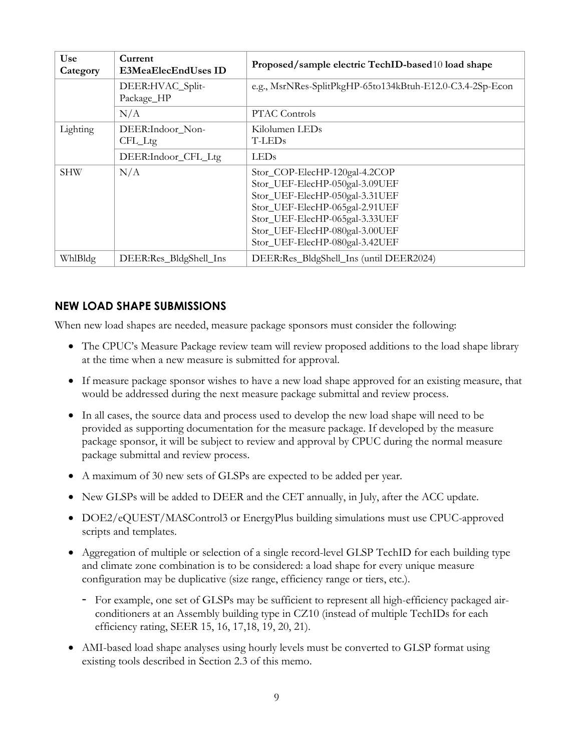| Use Category | Current E3MeaElecEndUses ID | Proposed/sample electric TechID-based10 load shape |
|---|---|---|
| | DEER:HVAC_Split-Package_HP | e.g., MsrNRes-SplitPkgHP-65to134kBtuh-E12.0-C3.4-2Sp-Econ |
| | N/A | PTAC Controls |
| Lighting | DEER:Indoor_Non-CFL_Ltg | Kilolumen LEDs<br>T-LEDs |
| | DEER:Indoor_CFL_Ltg | LEDs |
| SHW | N/A | Stor_COP-ElecHP-120gal-4.2COP<br>Stor_UEF-ElecHP-050gal-3.09UEF<br>Stor_UEF-ElecHP-050gal-3.31UEF<br>Stor_UEF-ElecHP-065gal-2.91UEF<br>Stor_UEF-ElecHP-065gal-3.33UEF<br>Stor_UEF-ElecHP-080gal-3.00UEF<br>Stor_UEF-ElecHP-080gal-3.42UEF |
| WhlBldg | DEER:Res_BldgShell_Ins | DEER:Res_BldgShell_Ins (until DEER2024) |

## NEW LOAD SHAPE SUBMISSIONS

When new load shapes are needed, measure package sponsors must consider the following:

- The CPUC's Measure Package review team will review proposed additions to the load shape library at the time when a new measure is submitted for approval.
- If measure package sponsor wishes to have a new load shape approved for an existing measure, that would be addressed during the next measure package submittal and review process.
- In all cases, the source data and process used to develop the new load shape will need to be provided as supporting documentation for the measure package. If developed by the measure package sponsor, it will be subject to review and approval by CPUC during the normal measure package submittal and review process.
- A maximum of 30 new sets of GLSPs are expected to be added per year.
- New GLSPs will be added to DEER and the CET annually, in July, after the ACC update.
- DOE2/eQUEST/MASControl3 or EnergyPlus building simulations must use CPUC-approved scripts and templates.
- Aggregation of multiple or selection of a single record-level GLSP TechID for each building type and climate zone combination is to be considered: a load shape for every unique measure configuration may be duplicative (size range, efficiency range or tiers, etc.).
  - For example, one set of GLSPs may be sufficient to represent all high-efficiency packaged air-conditioners at an Assembly building type in CZ10 (instead of multiple TechIDs for each efficiency rating, SEER 15, 16, 17,18, 19, 20, 21).
- AMI-based load shape analyses using hourly levels must be converted to GLSP format using existing tools described in Section 2.3 of this memo.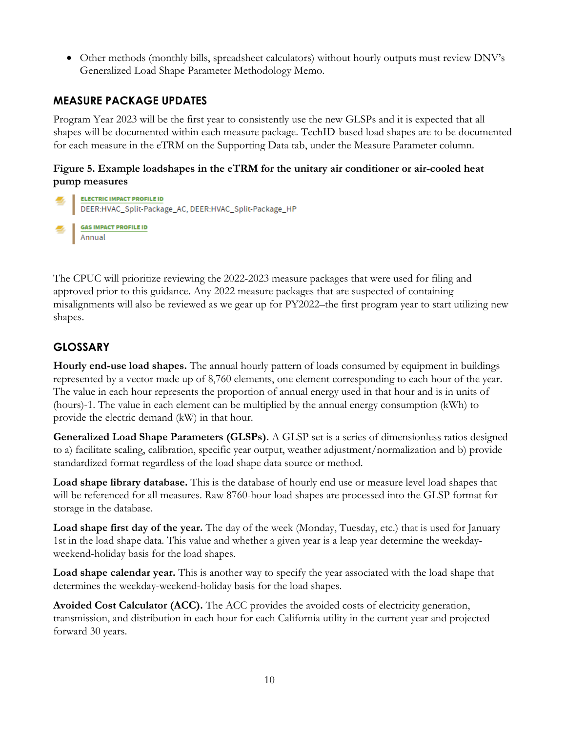- Other methods (monthly bills, spreadsheet calculators) without hourly outputs must review DNV's Generalized Load Shape Parameter Methodology Memo.

## MEASURE PACKAGE UPDATES

Program Year 2023 will be the first year to consistently use the new GLSPs and it is expected that all shapes will be documented within each measure package. TechID-based load shapes are to be documented for each measure in the eTRM on the Supporting Data tab, under the Measure Parameter column.

**Figure 5. Example loadshapes in the eTRM for the unitary air conditioner or air-cooled heat pump measures**

ELECTRIC IMPACT PROFILE ID
DEER:HVAC_Split-Package_AC, DEER:HVAC_Split-Package_HP

GAS IMPACT PROFILE ID
Annual

The CPUC will prioritize reviewing the 2022-2023 measure packages that were used for filing and approved prior to this guidance. Any 2022 measure packages that are suspected of containing misalignments will also be reviewed as we gear up for PY2022–the first program year to start utilizing new shapes.

## GLOSSARY

**Hourly end-use load shapes.** The annual hourly pattern of loads consumed by equipment in buildings represented by a vector made up of 8,760 elements, one element corresponding to each hour of the year. The value in each hour represents the proportion of annual energy used in that hour and is in units of (hours)-1. The value in each element can be multiplied by the annual energy consumption (kWh) to provide the electric demand (kW) in that hour.

**Generalized Load Shape Parameters (GLSPs).** A GLSP set is a series of dimensionless ratios designed to a) facilitate scaling, calibration, specific year output, weather adjustment/normalization and b) provide standardized format regardless of the load shape data source or method.

**Load shape library database.** This is the database of hourly end use or measure level load shapes that will be referenced for all measures. Raw 8760-hour load shapes are processed into the GLSP format for storage in the database.

**Load shape first day of the year.** The day of the week (Monday, Tuesday, etc.) that is used for January 1st in the load shape data. This value and whether a given year is a leap year determine the weekday-weekend-holiday basis for the load shapes.

**Load shape calendar year.** This is another way to specify the year associated with the load shape that determines the weekday-weekend-holiday basis for the load shapes.

**Avoided Cost Calculator (ACC).** The ACC provides the avoided costs of electricity generation, transmission, and distribution in each hour for each California utility in the current year and projected forward 30 years.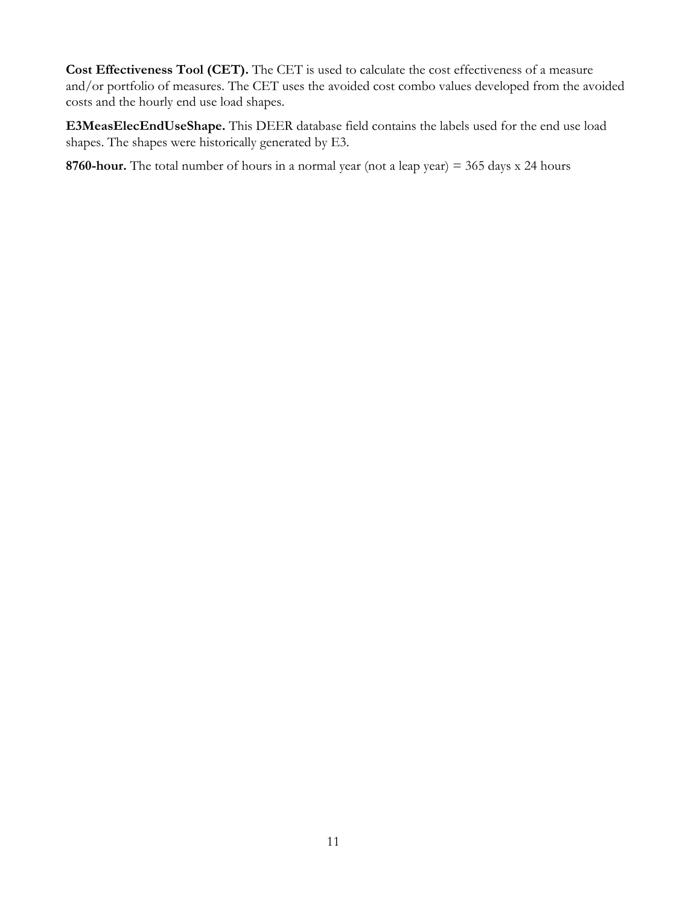**Cost Effectiveness Tool (CET).** The CET is used to calculate the cost effectiveness of a measure and/or portfolio of measures. The CET uses the avoided cost combo values developed from the avoided costs and the hourly end use load shapes.

**E3MeasElecEndUseShape.** This DEER database field contains the labels used for the end use load shapes. The shapes were historically generated by E3.

**8760-hour.** The total number of hours in a normal year (not a leap year) = 365 days x 24 hours